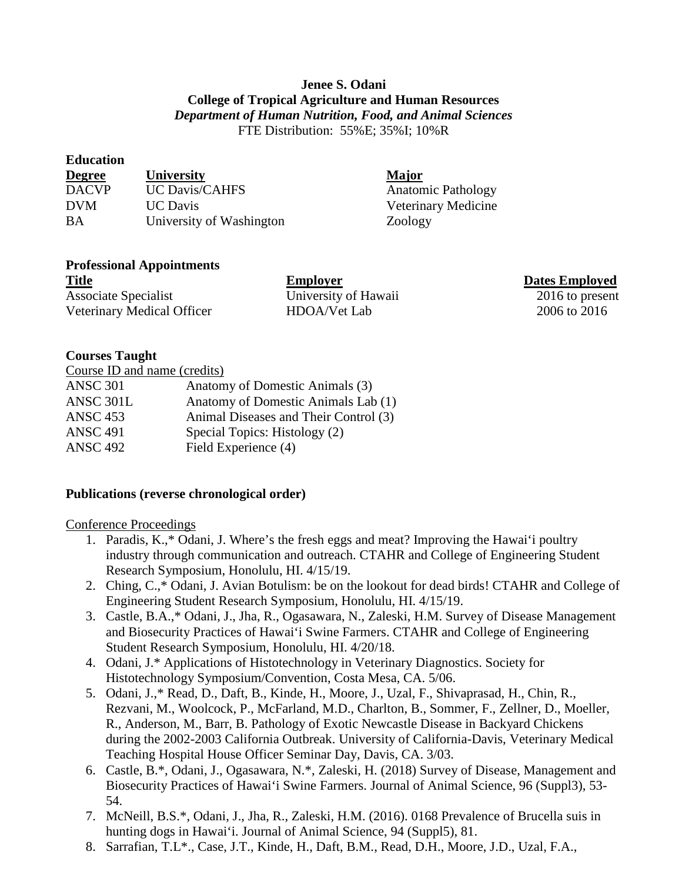# Jenee S. Odani

## College of Tropical Agriculture and Human Resources

***Department of Human Nutrition, Food, and Animal Sciences***

FTE Distribution: 55%E; 35%I; 10%R

### Education

| Degree | University | Major |
| --- | --- | --- |
| DACVP | UC Davis/CAHFS | Anatomic Pathology |
| DVM | UC Davis | Veterinary Medicine |
| BA | University of Washington | Zoology |

### Professional Appointments

| Title | Employer | Dates Employed |
| --- | --- | --- |
| Associate Specialist | University of Hawaii | 2016 to present |
| Veterinary Medical Officer | HDOA/Vet Lab | 2006 to 2016 |

### Courses Taught

| Course ID and name (credits) | |
| --- | --- |
| ANSC 301 | Anatomy of Domestic Animals (3) |
| ANSC 301L | Anatomy of Domestic Animals Lab (1) |
| ANSC 453 | Animal Diseases and Their Control (3) |
| ANSC 491 | Special Topics: Histology (2) |
| ANSC 492 | Field Experience (4) |

### Publications (reverse chronological order)

Conference Proceedings

1. Paradis, K.,* Odani, J. Where's the fresh eggs and meat? Improving the Hawai'i poultry industry through communication and outreach. CTAHR and College of Engineering Student Research Symposium, Honolulu, HI. 4/15/19.
2. Ching, C.,* Odani, J. Avian Botulism: be on the lookout for dead birds! CTAHR and College of Engineering Student Research Symposium, Honolulu, HI. 4/15/19.
3. Castle, B.A.,* Odani, J., Jha, R., Ogasawara, N., Zaleski, H.M. Survey of Disease Management and Biosecurity Practices of Hawai'i Swine Farmers. CTAHR and College of Engineering Student Research Symposium, Honolulu, HI. 4/20/18.
4. Odani, J.* Applications of Histotechnology in Veterinary Diagnostics. Society for Histotechnology Symposium/Convention, Costa Mesa, CA. 5/06.
5. Odani, J.,* Read, D., Daft, B., Kinde, H., Moore, J., Uzal, F., Shivaprasad, H., Chin, R., Rezvani, M., Woolcock, P., McFarland, M.D., Charlton, B., Sommer, F., Zellner, D., Moeller, R., Anderson, M., Barr, B. Pathology of Exotic Newcastle Disease in Backyard Chickens during the 2002-2003 California Outbreak. University of California-Davis, Veterinary Medical Teaching Hospital House Officer Seminar Day, Davis, CA. 3/03.
6. Castle, B.*, Odani, J., Ogasawara, N.*, Zaleski, H. (2018) Survey of Disease, Management and Biosecurity Practices of Hawai'i Swine Farmers. Journal of Animal Science, 96 (Suppl3), 53-54.
7. McNeill, B.S.*, Odani, J., Jha, R., Zaleski, H.M. (2016). 0168 Prevalence of Brucella suis in hunting dogs in Hawai'i. Journal of Animal Science, 94 (Suppl5), 81.
8. Sarrafian, T.L*., Case, J.T., Kinde, H., Daft, B.M., Read, D.H., Moore, J.D., Uzal, F.A.,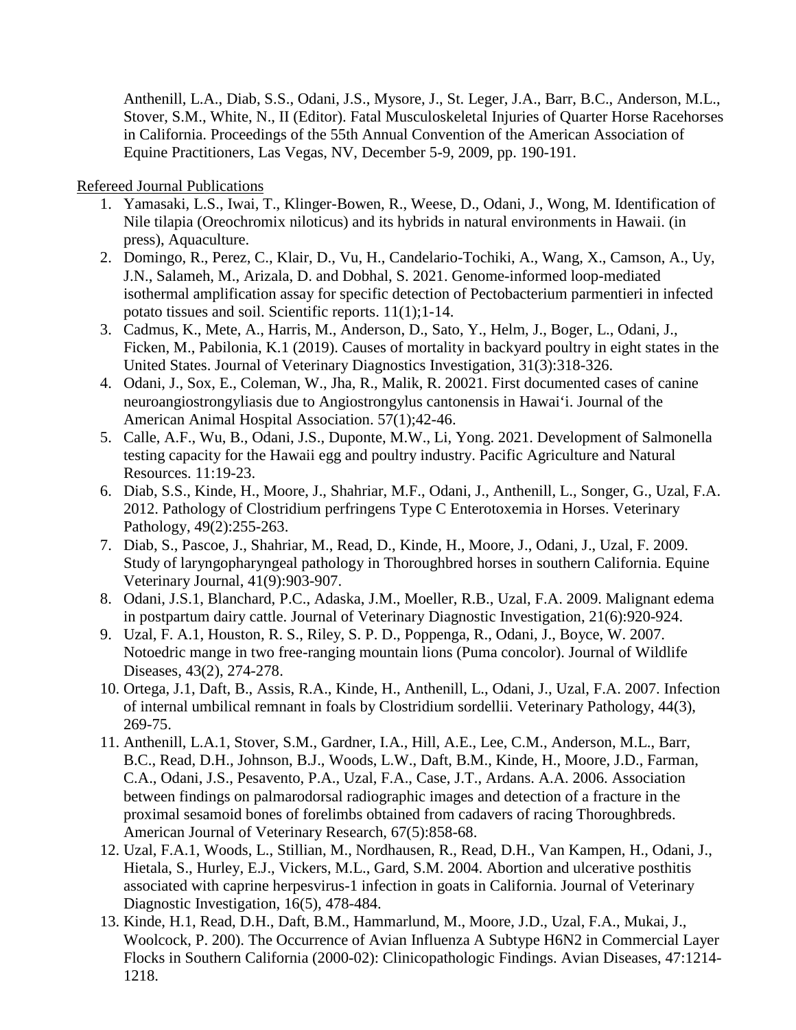Anthenill, L.A., Diab, S.S., Odani, J.S., Mysore, J., St. Leger, J.A., Barr, B.C., Anderson, M.L., Stover, S.M., White, N., II (Editor). Fatal Musculoskeletal Injuries of Quarter Horse Racehorses in California. Proceedings of the 55th Annual Convention of the American Association of Equine Practitioners, Las Vegas, NV, December 5-9, 2009, pp. 190-191.

Refereed Journal Publications

1. Yamasaki, L.S., Iwai, T., Klinger-Bowen, R., Weese, D., Odani, J., Wong, M. Identification of Nile tilapia (Oreochromix niloticus) and its hybrids in natural environments in Hawaii. (in press), Aquaculture.
2. Domingo, R., Perez, C., Klair, D., Vu, H., Candelario-Tochiki, A., Wang, X., Camson, A., Uy, J.N., Salameh, M., Arizala, D. and Dobhal, S. 2021. Genome-informed loop-mediated isothermal amplification assay for specific detection of Pectobacterium parmentieri in infected potato tissues and soil. Scientific reports. 11(1);1-14.
3. Cadmus, K., Mete, A., Harris, M., Anderson, D., Sato, Y., Helm, J., Boger, L., Odani, J., Ficken, M., Pabilonia, K.1 (2019). Causes of mortality in backyard poultry in eight states in the United States. Journal of Veterinary Diagnostics Investigation, 31(3):318-326.
4. Odani, J., Sox, E., Coleman, W., Jha, R., Malik, R. 20021. First documented cases of canine neuroangiostrongyliasis due to Angiostrongylus cantonensis in Hawaiʻi. Journal of the American Animal Hospital Association. 57(1);42-46.
5. Calle, A.F., Wu, B., Odani, J.S., Duponte, M.W., Li, Yong. 2021. Development of Salmonella testing capacity for the Hawaii egg and poultry industry. Pacific Agriculture and Natural Resources. 11:19-23.
6. Diab, S.S., Kinde, H., Moore, J., Shahriar, M.F., Odani, J., Anthenill, L., Songer, G., Uzal, F.A. 2012. Pathology of Clostridium perfringens Type C Enterotoxemia in Horses. Veterinary Pathology, 49(2):255-263.
7. Diab, S., Pascoe, J., Shahriar, M., Read, D., Kinde, H., Moore, J., Odani, J., Uzal, F. 2009. Study of laryngopharyngeal pathology in Thoroughbred horses in southern California. Equine Veterinary Journal, 41(9):903-907.
8. Odani, J.S.1, Blanchard, P.C., Adaska, J.M., Moeller, R.B., Uzal, F.A. 2009. Malignant edema in postpartum dairy cattle. Journal of Veterinary Diagnostic Investigation, 21(6):920-924.
9. Uzal, F. A.1, Houston, R. S., Riley, S. P. D., Poppenga, R., Odani, J., Boyce, W. 2007. Notoedric mange in two free-ranging mountain lions (Puma concolor). Journal of Wildlife Diseases, 43(2), 274-278.
10. Ortega, J.1, Daft, B., Assis, R.A., Kinde, H., Anthenill, L., Odani, J., Uzal, F.A. 2007. Infection of internal umbilical remnant in foals by Clostridium sordellii. Veterinary Pathology, 44(3), 269-75.
11. Anthenill, L.A.1, Stover, S.M., Gardner, I.A., Hill, A.E., Lee, C.M., Anderson, M.L., Barr, B.C., Read, D.H., Johnson, B.J., Woods, L.W., Daft, B.M., Kinde, H., Moore, J.D., Farman, C.A., Odani, J.S., Pesavento, P.A., Uzal, F.A., Case, J.T., Ardans. A.A. 2006. Association between findings on palmarodorsal radiographic images and detection of a fracture in the proximal sesamoid bones of forelimbs obtained from cadavers of racing Thoroughbreds. American Journal of Veterinary Research, 67(5):858-68.
12. Uzal, F.A.1, Woods, L., Stillian, M., Nordhausen, R., Read, D.H., Van Kampen, H., Odani, J., Hietala, S., Hurley, E.J., Vickers, M.L., Gard, S.M. 2004. Abortion and ulcerative posthitis associated with caprine herpesvirus-1 infection in goats in California. Journal of Veterinary Diagnostic Investigation, 16(5), 478-484.
13. Kinde, H.1, Read, D.H., Daft, B.M., Hammarlund, M., Moore, J.D., Uzal, F.A., Mukai, J., Woolcock, P. 200). The Occurrence of Avian Influenza A Subtype H6N2 in Commercial Layer Flocks in Southern California (2000-02): Clinicopathologic Findings. Avian Diseases, 47:1214-1218.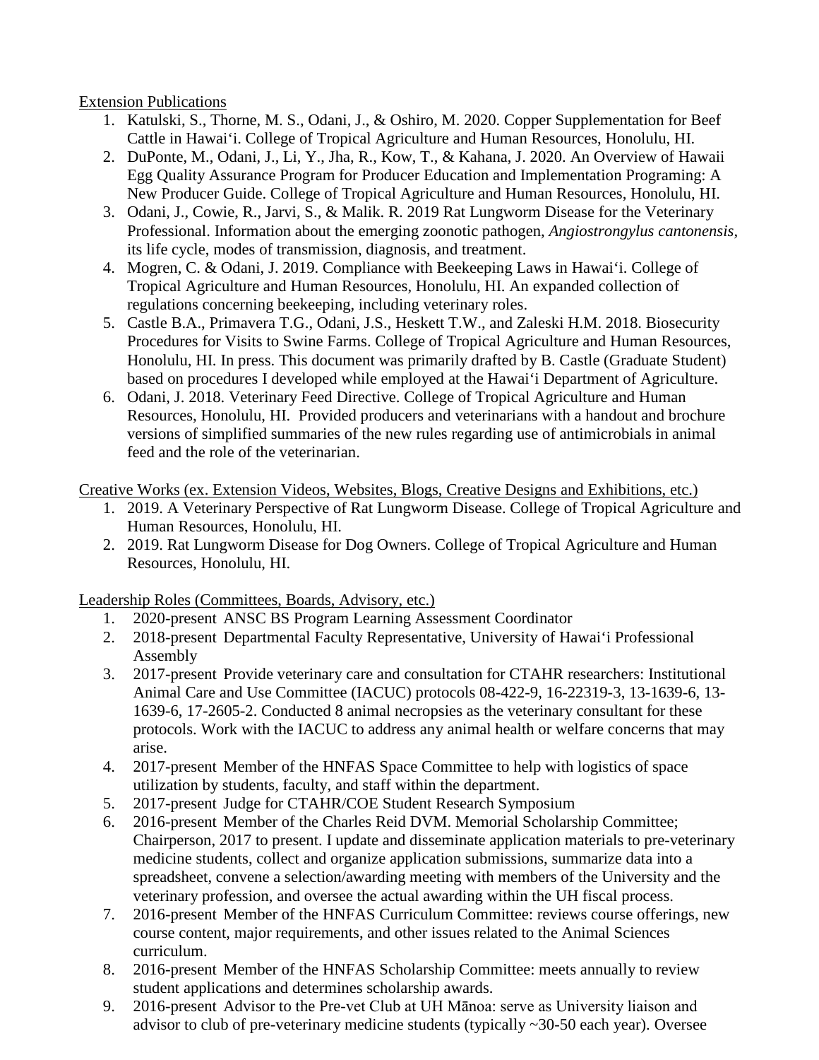Extension Publications

1. Katulski, S., Thorne, M. S., Odani, J., & Oshiro, M. 2020. Copper Supplementation for Beef Cattle in Hawaiʻi. College of Tropical Agriculture and Human Resources, Honolulu, HI.
2. DuPonte, M., Odani, J., Li, Y., Jha, R., Kow, T., & Kahana, J. 2020. An Overview of Hawaii Egg Quality Assurance Program for Producer Education and Implementation Programing: A New Producer Guide. College of Tropical Agriculture and Human Resources, Honolulu, HI.
3. Odani, J., Cowie, R., Jarvi, S., & Malik. R. 2019 Rat Lungworm Disease for the Veterinary Professional. Information about the emerging zoonotic pathogen, *Angiostrongylus cantonensis*, its life cycle, modes of transmission, diagnosis, and treatment.
4. Mogren, C. & Odani, J. 2019. Compliance with Beekeeping Laws in Hawaiʻi. College of Tropical Agriculture and Human Resources, Honolulu, HI. An expanded collection of regulations concerning beekeeping, including veterinary roles.
5. Castle B.A., Primavera T.G., Odani, J.S., Heskett T.W., and Zaleski H.M. 2018. Biosecurity Procedures for Visits to Swine Farms. College of Tropical Agriculture and Human Resources, Honolulu, HI. In press. This document was primarily drafted by B. Castle (Graduate Student) based on procedures I developed while employed at the Hawaiʻi Department of Agriculture.
6. Odani, J. 2018. Veterinary Feed Directive. College of Tropical Agriculture and Human Resources, Honolulu, HI. Provided producers and veterinarians with a handout and brochure versions of simplified summaries of the new rules regarding use of antimicrobials in animal feed and the role of the veterinarian.

Creative Works (ex. Extension Videos, Websites, Blogs, Creative Designs and Exhibitions, etc.)

1. 2019. A Veterinary Perspective of Rat Lungworm Disease. College of Tropical Agriculture and Human Resources, Honolulu, HI.
2. 2019. Rat Lungworm Disease for Dog Owners. College of Tropical Agriculture and Human Resources, Honolulu, HI.

Leadership Roles (Committees, Boards, Advisory, etc.)

1. 2020-present ANSC BS Program Learning Assessment Coordinator
2. 2018-present Departmental Faculty Representative, University of Hawaiʻi Professional Assembly
3. 2017-present Provide veterinary care and consultation for CTAHR researchers: Institutional Animal Care and Use Committee (IACUC) protocols 08-422-9, 16-22319-3, 13-1639-6, 13-1639-6, 17-2605-2. Conducted 8 animal necropsies as the veterinary consultant for these protocols. Work with the IACUC to address any animal health or welfare concerns that may arise.
4. 2017-present Member of the HNFAS Space Committee to help with logistics of space utilization by students, faculty, and staff within the department.
5. 2017-present Judge for CTAHR/COE Student Research Symposium
6. 2016-present Member of the Charles Reid DVM. Memorial Scholarship Committee; Chairperson, 2017 to present. I update and disseminate application materials to pre-veterinary medicine students, collect and organize application submissions, summarize data into a spreadsheet, convene a selection/awarding meeting with members of the University and the veterinary profession, and oversee the actual awarding within the UH fiscal process.
7. 2016-present Member of the HNFAS Curriculum Committee: reviews course offerings, new course content, major requirements, and other issues related to the Animal Sciences curriculum.
8. 2016-present Member of the HNFAS Scholarship Committee: meets annually to review student applications and determines scholarship awards.
9. 2016-present Advisor to the Pre-vet Club at UH Mānoa: serve as University liaison and advisor to club of pre-veterinary medicine students (typically ~30-50 each year). Oversee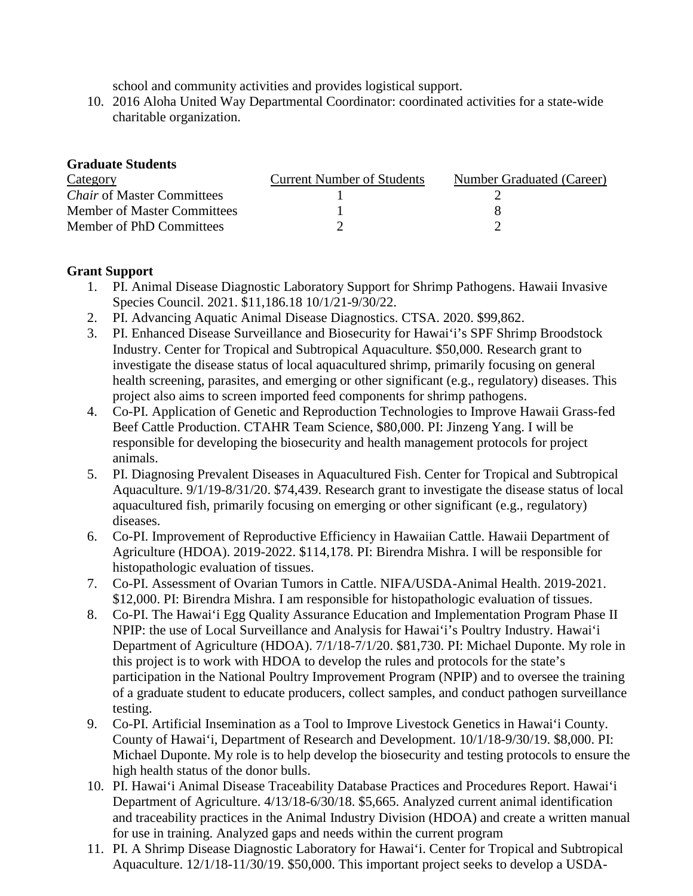school and community activities and provides logistical support.

10. 2016 Aloha United Way Departmental Coordinator: coordinated activities for a state-wide charitable organization.

**Graduate Students**

| Category | Current Number of Students | Number Graduated (Career) |
|---|---|---|
| *Chair* of Master Committees | 1 | 2 |
| Member of Master Committees | 1 | 8 |
| Member of PhD Committees | 2 | 2 |

**Grant Support**

1. PI. Animal Disease Diagnostic Laboratory Support for Shrimp Pathogens. Hawaii Invasive Species Council. 2021. $11,186.18 10/1/21-9/30/22.
2. PI. Advancing Aquatic Animal Disease Diagnostics. CTSA. 2020. $99,862.
3. PI. Enhanced Disease Surveillance and Biosecurity for Hawaiʻi's SPF Shrimp Broodstock Industry. Center for Tropical and Subtropical Aquaculture. $50,000. Research grant to investigate the disease status of local aquacultured shrimp, primarily focusing on general health screening, parasites, and emerging or other significant (e.g., regulatory) diseases. This project also aims to screen imported feed components for shrimp pathogens.
4. Co-PI. Application of Genetic and Reproduction Technologies to Improve Hawaii Grass-fed Beef Cattle Production. CTAHR Team Science, $80,000. PI: Jinzeng Yang. I will be responsible for developing the biosecurity and health management protocols for project animals.
5. PI. Diagnosing Prevalent Diseases in Aquacultured Fish. Center for Tropical and Subtropical Aquaculture. 9/1/19-8/31/20. $74,439. Research grant to investigate the disease status of local aquacultured fish, primarily focusing on emerging or other significant (e.g., regulatory) diseases.
6. Co-PI. Improvement of Reproductive Efficiency in Hawaiian Cattle. Hawaii Department of Agriculture (HDOA). 2019-2022. $114,178. PI: Birendra Mishra. I will be responsible for histopathologic evaluation of tissues.
7. Co-PI. Assessment of Ovarian Tumors in Cattle. NIFA/USDA-Animal Health. 2019-2021. $12,000. PI: Birendra Mishra. I am responsible for histopathologic evaluation of tissues.
8. Co-PI. The Hawaiʻi Egg Quality Assurance Education and Implementation Program Phase II NPIP: the use of Local Surveillance and Analysis for Hawaiʻi's Poultry Industry. Hawaiʻi Department of Agriculture (HDOA). 7/1/18-7/1/20. $81,730. PI: Michael Duponte. My role in this project is to work with HDOA to develop the rules and protocols for the state's participation in the National Poultry Improvement Program (NPIP) and to oversee the training of a graduate student to educate producers, collect samples, and conduct pathogen surveillance testing.
9. Co-PI. Artificial Insemination as a Tool to Improve Livestock Genetics in Hawaiʻi County. County of Hawaiʻi, Department of Research and Development. 10/1/18-9/30/19. $8,000. PI: Michael Duponte. My role is to help develop the biosecurity and testing protocols to ensure the high health status of the donor bulls.
10. PI. Hawaiʻi Animal Disease Traceability Database Practices and Procedures Report. Hawaiʻi Department of Agriculture. 4/13/18-6/30/18. $5,665. Analyzed current animal identification and traceability practices in the Animal Industry Division (HDOA) and create a written manual for use in training. Analyzed gaps and needs within the current program
11. PI. A Shrimp Disease Diagnostic Laboratory for Hawaiʻi. Center for Tropical and Subtropical Aquaculture. 12/1/18-11/30/19. $50,000. This important project seeks to develop a USDA-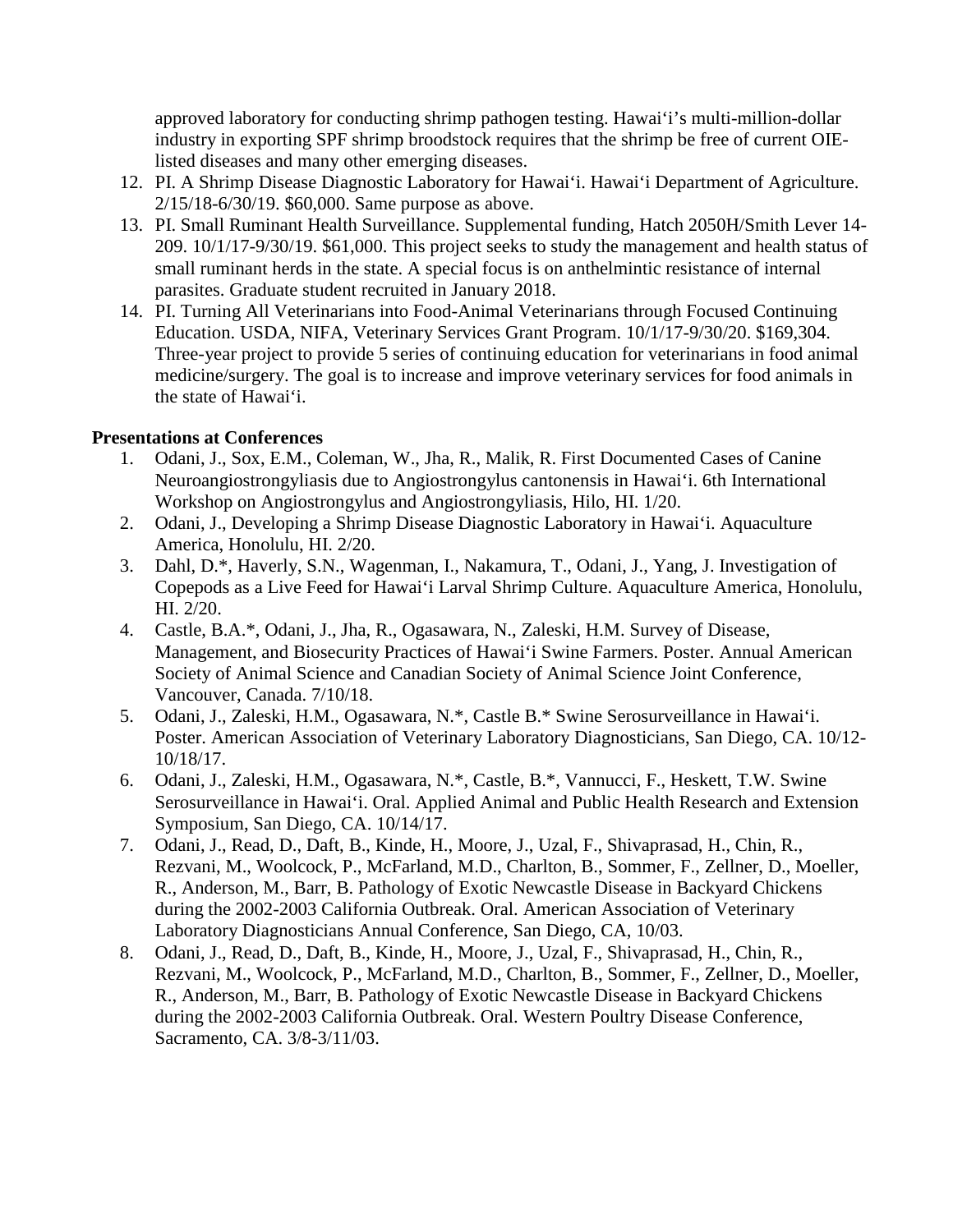approved laboratory for conducting shrimp pathogen testing. Hawai'i's multi-million-dollar industry in exporting SPF shrimp broodstock requires that the shrimp be free of current OIE-listed diseases and many other emerging diseases.

12. PI. A Shrimp Disease Diagnostic Laboratory for Hawai'i. Hawai'i Department of Agriculture. 2/15/18-6/30/19. $60,000. Same purpose as above.
13. PI. Small Ruminant Health Surveillance. Supplemental funding, Hatch 2050H/Smith Lever 14-209. 10/1/17-9/30/19. $61,000. This project seeks to study the management and health status of small ruminant herds in the state. A special focus is on anthelmintic resistance of internal parasites. Graduate student recruited in January 2018.
14. PI. Turning All Veterinarians into Food-Animal Veterinarians through Focused Continuing Education. USDA, NIFA, Veterinary Services Grant Program. 10/1/17-9/30/20. $169,304. Three-year project to provide 5 series of continuing education for veterinarians in food animal medicine/surgery. The goal is to increase and improve veterinary services for food animals in the state of Hawai'i.

**Presentations at Conferences**

1. Odani, J., Sox, E.M., Coleman, W., Jha, R., Malik, R. First Documented Cases of Canine Neuroangiostrongyliasis due to Angiostrongylus cantonensis in Hawai'i. 6th International Workshop on Angiostrongylus and Angiostrongyliasis, Hilo, HI. 1/20.
2. Odani, J., Developing a Shrimp Disease Diagnostic Laboratory in Hawai'i. Aquaculture America, Honolulu, HI. 2/20.
3. Dahl, D.*, Haverly, S.N., Wagenman, I., Nakamura, T., Odani, J., Yang, J. Investigation of Copepods as a Live Feed for Hawai'i Larval Shrimp Culture. Aquaculture America, Honolulu, HI. 2/20.
4. Castle, B.A.*, Odani, J., Jha, R., Ogasawara, N., Zaleski, H.M. Survey of Disease, Management, and Biosecurity Practices of Hawai'i Swine Farmers. Poster. Annual American Society of Animal Science and Canadian Society of Animal Science Joint Conference, Vancouver, Canada. 7/10/18.
5. Odani, J., Zaleski, H.M., Ogasawara, N.*, Castle B.* Swine Serosurveillance in Hawai'i. Poster. American Association of Veterinary Laboratory Diagnosticians, San Diego, CA. 10/12-10/18/17.
6. Odani, J., Zaleski, H.M., Ogasawara, N.*, Castle, B.*, Vannucci, F., Heskett, T.W. Swine Serosurveillance in Hawai'i. Oral. Applied Animal and Public Health Research and Extension Symposium, San Diego, CA. 10/14/17.
7. Odani, J., Read, D., Daft, B., Kinde, H., Moore, J., Uzal, F., Shivaprasad, H., Chin, R., Rezvani, M., Woolcock, P., McFarland, M.D., Charlton, B., Sommer, F., Zellner, D., Moeller, R., Anderson, M., Barr, B. Pathology of Exotic Newcastle Disease in Backyard Chickens during the 2002-2003 California Outbreak. Oral. American Association of Veterinary Laboratory Diagnosticians Annual Conference, San Diego, CA, 10/03.
8. Odani, J., Read, D., Daft, B., Kinde, H., Moore, J., Uzal, F., Shivaprasad, H., Chin, R., Rezvani, M., Woolcock, P., McFarland, M.D., Charlton, B., Sommer, F., Zellner, D., Moeller, R., Anderson, M., Barr, B. Pathology of Exotic Newcastle Disease in Backyard Chickens during the 2002-2003 California Outbreak. Oral. Western Poultry Disease Conference, Sacramento, CA. 3/8-3/11/03.